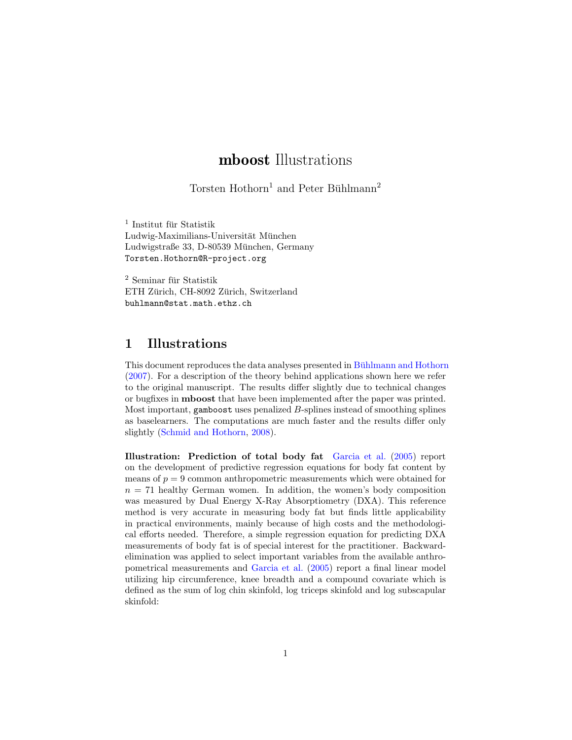# **mboost** Illustrations

Torsten Hothorn[1] and Peter Bühlmann[2]

[1] Institut für Statistik
Ludwig-Maximilians-Universität München
Ludwigstraße 33, D-80539 München, Germany
`Torsten.Hothorn@R-project.org`

[2] Seminar für Statistik
ETH Zürich, CH-8092 Zürich, Switzerland
`buhlmann@stat.math.ethz.ch`

## 1 Illustrations

This document reproduces the data analyses presented in Bühlmann and Hothorn (2007). For a description of the theory behind applications shown here we refer to the original manuscript. The results differ slightly due to technical changes or bugfixes in **mboost** that have been implemented after the paper was printed. Most important, `gamboost` uses penalized $B$-splines instead of smoothing splines as baselearners. The computations are much faster and the results differ only slightly (Schmid and Hothorn, 2008).

**Illustration: Prediction of total body fat** Garcia et al. (2005) report on the development of predictive regression equations for body fat content by means of $p = 9$ common anthropometric measurements which were obtained for $n = 71$ healthy German women. In addition, the women's body composition was measured by Dual Energy X-Ray Absorptiometry (DXA). This reference method is very accurate in measuring body fat but finds little applicability in practical environments, mainly because of high costs and the methodological efforts needed. Therefore, a simple regression equation for predicting DXA measurements of body fat is of special interest for the practitioner. Backward-elimination was applied to select important variables from the available anthropometrical measurements and Garcia et al. (2005) report a final linear model utilizing hip circumference, knee breadth and a compound covariate which is defined as the sum of log chin skinfold, log triceps skinfold and log subscapular skinfold: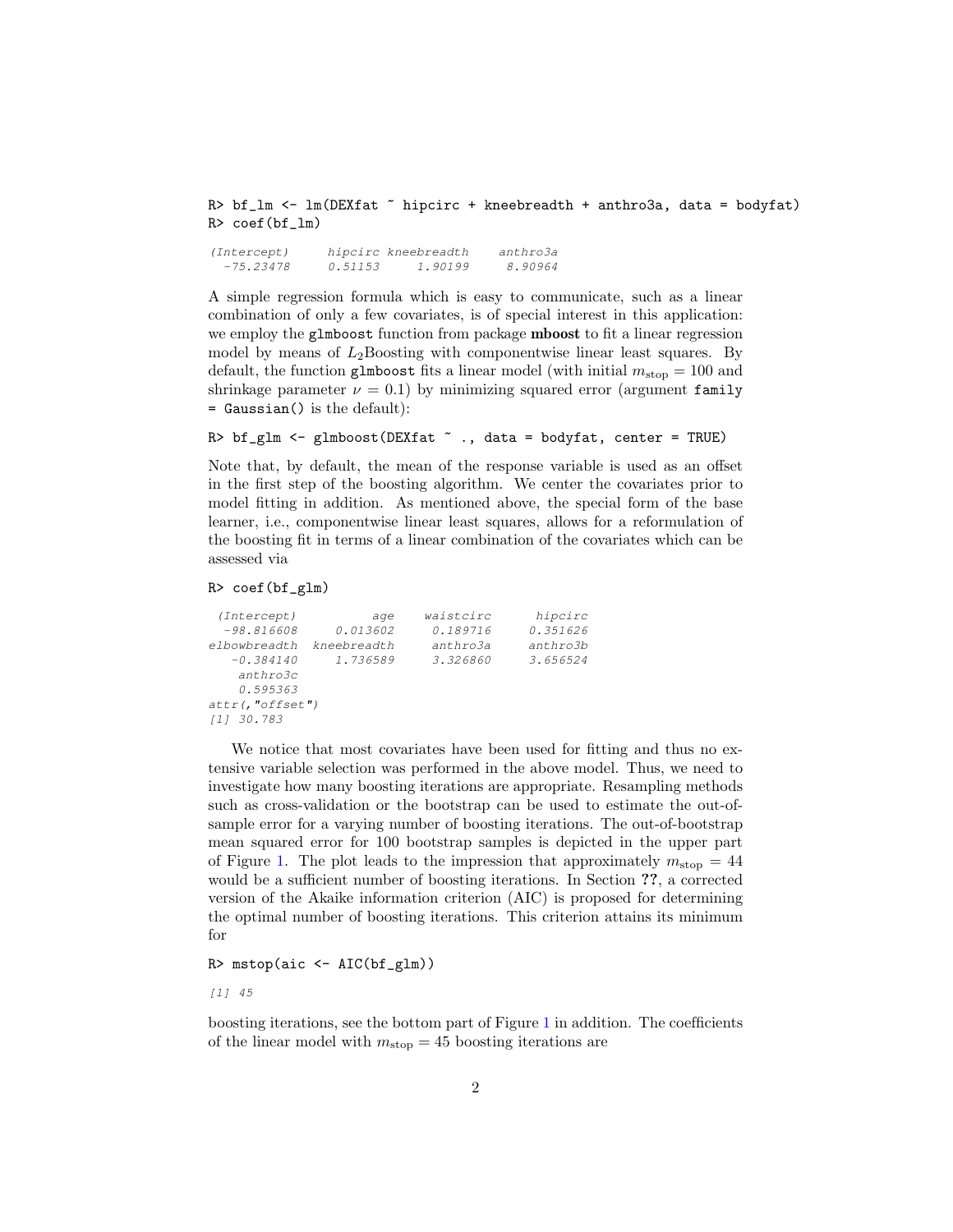```
R> bf_lm <- lm(DEXfat ~ hipcirc + kneebreadth + anthro3a, data = bodyfat)
R> coef(bf_lm)
```

```
(Intercept)     hipcirc kneebreadth    anthro3a 
  -75.23478     0.51153     1.90199     8.90964 
```

A simple regression formula which is easy to communicate, such as a linear combination of only a few covariates, is of special interest in this application: we employ the `glmboost` function from package **mboost** to fit a linear regression model by means of $L_2$Boosting with componentwise linear least squares. By default, the function `glmboost` fits a linear model (with initial $m_{\text{stop}} = 100$ and shrinkage parameter $\nu = 0.1$) by minimizing squared error (argument `family = Gaussian()` is the default):

```
R> bf_glm <- glmboost(DEXfat ~ ., data = bodyfat, center = TRUE)
```

Note that, by default, the mean of the response variable is used as an offset in the first step of the boosting algorithm. We center the covariates prior to model fitting in addition. As mentioned above, the special form of the base learner, i.e., componentwise linear least squares, allows for a reformulation of the boosting fit in terms of a linear combination of the covariates which can be assessed via

```
R> coef(bf_glm)
```

```
 (Intercept)          age    waistcirc      hipcirc 
  -98.816608     0.013602     0.189716     0.351626 
elbowbreadth  kneebreadth     anthro3a     anthro3b 
   -0.384140     1.736589     3.326860     3.656524 
    anthro3c 
    0.595363 
attr(,"offset")
[1] 30.783
```

We notice that most covariates have been used for fitting and thus no extensive variable selection was performed in the above model. Thus, we need to investigate how many boosting iterations are appropriate. Resampling methods such as cross-validation or the bootstrap can be used to estimate the out-of-sample error for a varying number of boosting iterations. The out-of-bootstrap mean squared error for 100 bootstrap samples is depicted in the upper part of Figure 1. The plot leads to the impression that approximately $m_{\text{stop}} = 44$ would be a sufficient number of boosting iterations. In Section **??**, a corrected version of the Akaike information criterion (AIC) is proposed for determining the optimal number of boosting iterations. This criterion attains its minimum for

```
R> mstop(aic <- AIC(bf_glm))
```

```
[1] 45
```

boosting iterations, see the bottom part of Figure 1 in addition. The coefficients of the linear model with $m_{\text{stop}} = 45$ boosting iterations are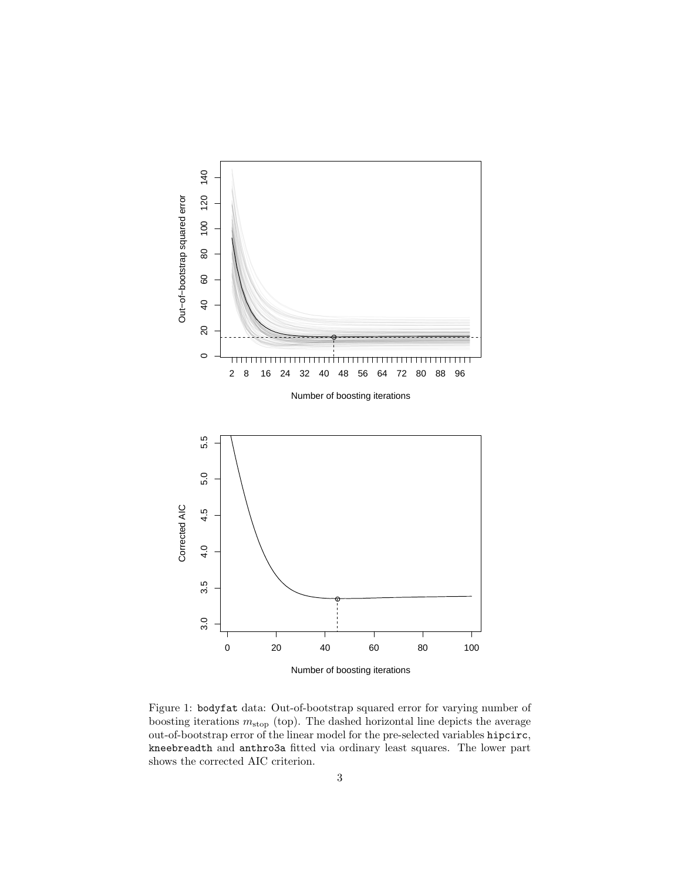Figure 1: `bodyfat` data: Out-of-bootstrap squared error for varying number of boosting iterations $m_{\text{stop}}$ (top). The dashed horizontal line depicts the average out-of-bootstrap error of the linear model for the pre-selected variables `hipcirc`, `kneebreadth` and `anthro3a` fitted via ordinary least squares. The lower part shows the corrected AIC criterion.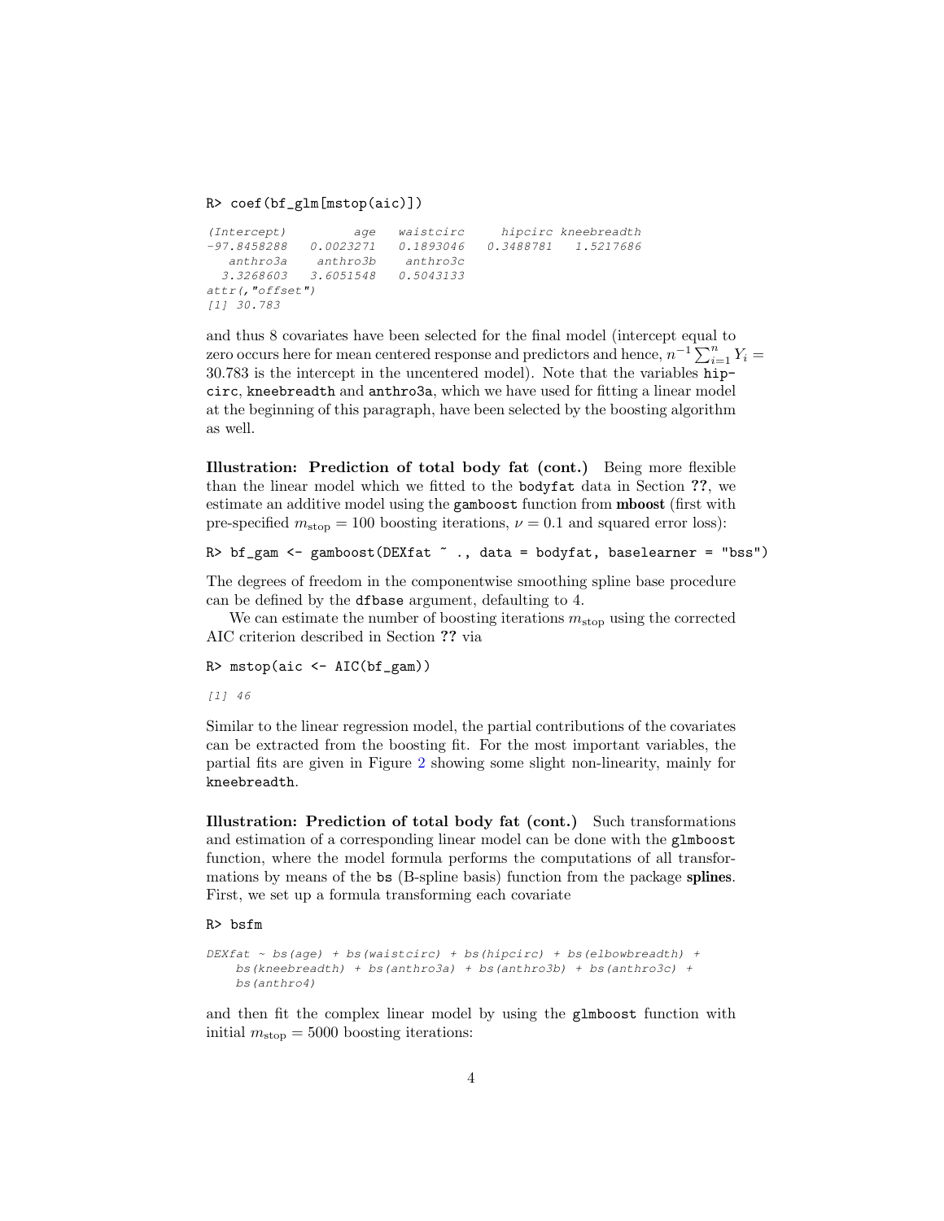```
R> coef(bf_glm[mstop(aic)])
```

```
(Intercept)         age   waistcirc     hipcirc kneebreadth 
-97.8458288   0.0023271   0.1893046   0.3488781   1.5217686 
   anthro3a    anthro3b    anthro3c 
  3.3268603   3.6051548   0.5043133 
attr(,"offset")
[1] 30.783
```

and thus 8 covariates have been selected for the final model (intercept equal to zero occurs here for mean centered response and predictors and hence, $n^{-1}\sum_{i=1}^{n} Y_i = 30.783$ is the intercept in the uncentered model). Note that the variables hipcirc, kneebreadth and anthro3a, which we have used for fitting a linear model at the beginning of this paragraph, have been selected by the boosting algorithm as well.

**Illustration: Prediction of total body fat (cont.)** Being more flexible than the linear model which we fitted to the bodyfat data in Section **??**, we estimate an additive model using the gamboost function from **mboost** (first with pre-specified $m_{\text{stop}} = 100$ boosting iterations, $\nu = 0.1$ and squared error loss):

```
R> bf_gam <- gamboost(DEXfat ~ ., data = bodyfat, baselearner = "bss")
```

The degrees of freedom in the componentwise smoothing spline base procedure can be defined by the dfbase argument, defaulting to 4.

We can estimate the number of boosting iterations $m_{\text{stop}}$ using the corrected AIC criterion described in Section **??** via

```
R> mstop(aic <- AIC(bf_gam))
```

```
[1] 46
```

Similar to the linear regression model, the partial contributions of the covariates can be extracted from the boosting fit. For the most important variables, the partial fits are given in Figure 2 showing some slight non-linearity, mainly for kneebreadth.

**Illustration: Prediction of total body fat (cont.)** Such transformations and estimation of a corresponding linear model can be done with the glmboost function, where the model formula performs the computations of all transformations by means of the bs (B-spline basis) function from the package **splines**. First, we set up a formula transforming each covariate

```
R> bsfm
```

```
DEXfat ~ bs(age) + bs(waistcirc) + bs(hipcirc) + bs(elbowbreadth) + 
    bs(kneebreadth) + bs(anthro3a) + bs(anthro3b) + bs(anthro3c) + 
    bs(anthro4)
```

and then fit the complex linear model by using the glmboost function with initial $m_{\text{stop}} = 5000$ boosting iterations: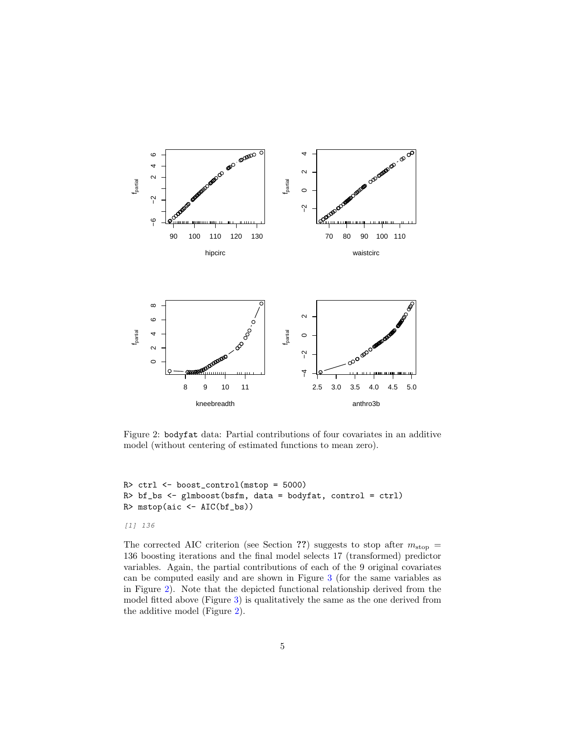Figure 2: `bodyfat` data: Partial contributions of four covariates in an additive model (without centering of estimated functions to mean zero).

```
R> ctrl <- boost_control(mstop = 5000)
R> bf_bs <- glmboost(bsfm, data = bodyfat, control = ctrl)
R> mstop(aic <- AIC(bf_bs))
```

```
[1] 136
```

The corrected AIC criterion (see Section **??**) suggests to stop after $m_{\text{stop}} = 136$ boosting iterations and the final model selects 17 (transformed) predictor variables. Again, the partial contributions of each of the 9 original covariates can be computed easily and are shown in Figure 3 (for the same variables as in Figure 2). Note that the depicted functional relationship derived from the model fitted above (Figure 3) is qualitatively the same as the one derived from the additive model (Figure 2).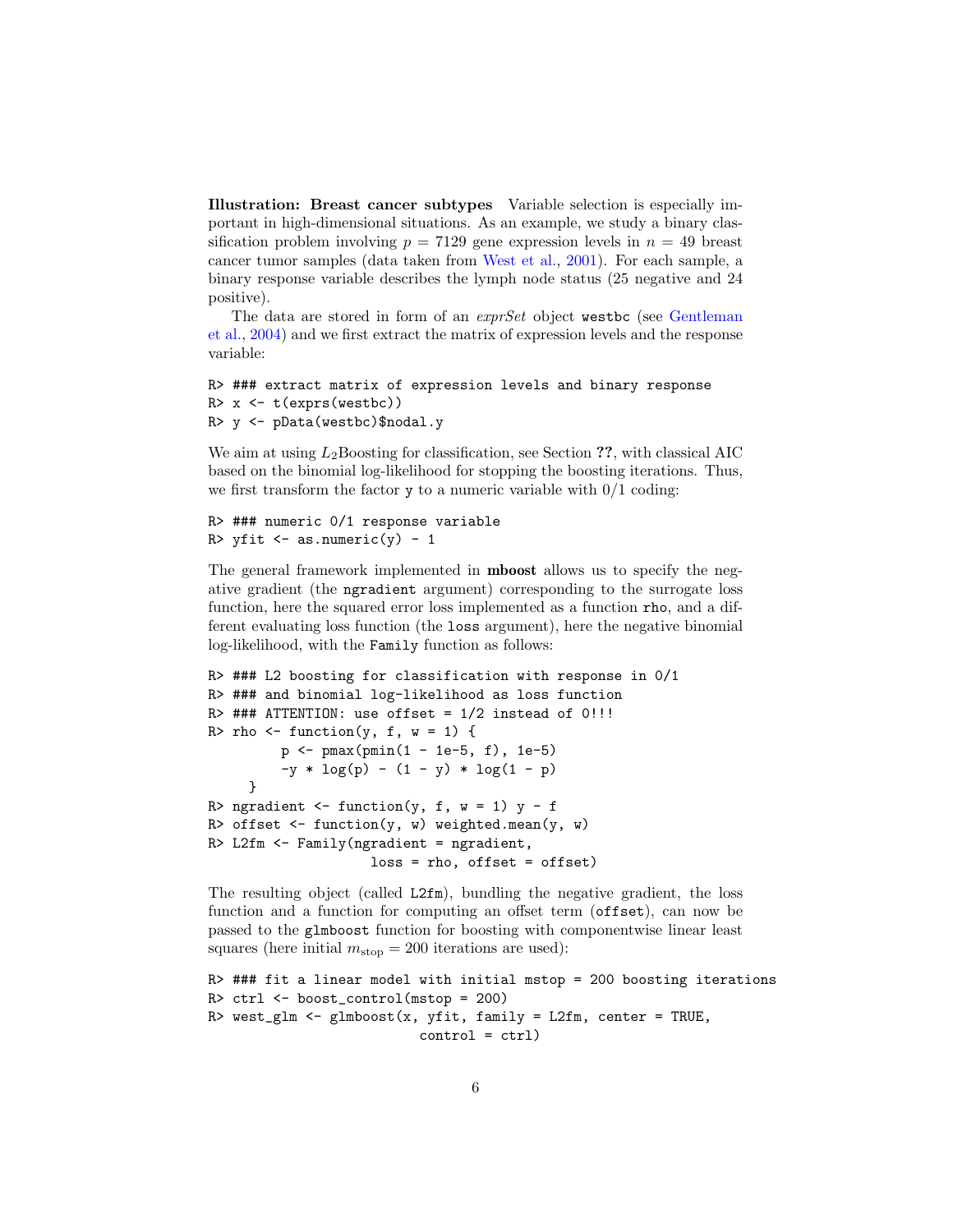**Illustration: Breast cancer subtypes** Variable selection is especially important in high-dimensional situations. As an example, we study a binary classification problem involving $p = 7129$ gene expression levels in $n = 49$ breast cancer tumor samples (data taken from West et al., 2001). For each sample, a binary response variable describes the lymph node status (25 negative and 24 positive).

The data are stored in form of an *exprSet* object `westbc` (see Gentleman et al., 2004) and we first extract the matrix of expression levels and the response variable:

```
R> ### extract matrix of expression levels and binary response
R> x <- t(exprs(westbc))
R> y <- pData(westbc)$nodal.y
```

We aim at using $L_2$Boosting for classification, see Section **??**, with classical AIC based on the binomial log-likelihood for stopping the boosting iterations. Thus, we first transform the factor `y` to a numeric variable with 0/1 coding:

```
R> ### numeric 0/1 response variable
R> yfit <- as.numeric(y) - 1
```

The general framework implemented in **mboost** allows us to specify the negative gradient (the `ngradient` argument) corresponding to the surrogate loss function, here the squared error loss implemented as a function `rho`, and a different evaluating loss function (the `loss` argument), here the negative binomial log-likelihood, with the `Family` function as follows:

```
R> ### L2 boosting for classification with response in 0/1
R> ### and binomial log-likelihood as loss function
R> ### ATTENTION: use offset = 1/2 instead of 0!!!
R> rho <- function(y, f, w = 1) {
         p <- pmax(pmin(1 - 1e-5, f), 1e-5)
         -y * log(p) - (1 - y) * log(1 - p)
     }
R> ngradient <- function(y, f, w = 1) y - f
R> offset <- function(y, w) weighted.mean(y, w)
R> L2fm <- Family(ngradient = ngradient,
                    loss = rho, offset = offset)
```

The resulting object (called `L2fm`), bundling the negative gradient, the loss function and a function for computing an offset term (`offset`), can now be passed to the `glmboost` function for boosting with componentwise linear least squares (here initial $m_{\text{stop}} = 200$ iterations are used):

```
R> ### fit a linear model with initial mstop = 200 boosting iterations
R> ctrl <- boost_control(mstop = 200)
R> west_glm <- glmboost(x, yfit, family = L2fm, center = TRUE,
                          control = ctrl)
```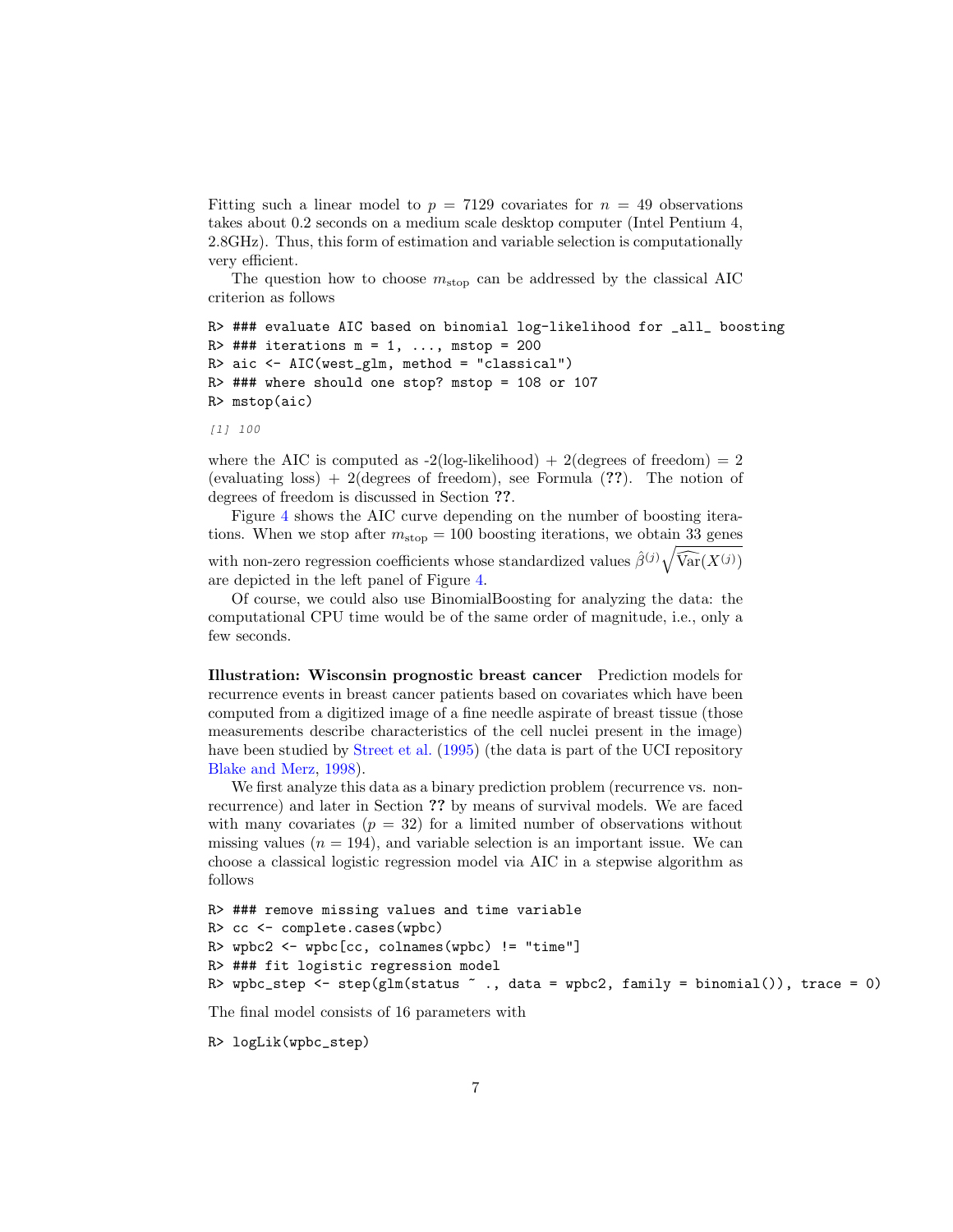Fitting such a linear model to $p = 7129$ covariates for $n = 49$ observations takes about 0.2 seconds on a medium scale desktop computer (Intel Pentium 4, 2.8GHz). Thus, this form of estimation and variable selection is computationally very efficient.

The question how to choose $m_{\text{stop}}$ can be addressed by the classical AIC criterion as follows

```
R> ### evaluate AIC based on binomial log-likelihood for _all_ boosting
R> ### iterations m = 1, ..., mstop = 200
R> aic <- AIC(west_glm, method = "classical")
R> ### where should one stop? mstop = 108 or 107
R> mstop(aic)
```

```
[1] 100
```

where the AIC is computed as -2(log-likelihood) + 2(degrees of freedom) = 2 (evaluating loss) + 2(degrees of freedom), see Formula (**??**). The notion of degrees of freedom is discussed in Section **??**.

Figure 4 shows the AIC curve depending on the number of boosting iterations. When we stop after $m_{\text{stop}} = 100$ boosting iterations, we obtain 33 genes with non-zero regression coefficients whose standardized values $\hat{\beta}^{(j)}\sqrt{\widehat{\text{Var}}(X^{(j)})}$ are depicted in the left panel of Figure 4.

Of course, we could also use BinomialBoosting for analyzing the data: the computational CPU time would be of the same order of magnitude, i.e., only a few seconds.

**Illustration: Wisconsin prognostic breast cancer** Prediction models for recurrence events in breast cancer patients based on covariates which have been computed from a digitized image of a fine needle aspirate of breast tissue (those measurements describe characteristics of the cell nuclei present in the image) have been studied by Street et al. (1995) (the data is part of the UCI repository Blake and Merz, 1998).

We first analyze this data as a binary prediction problem (recurrence vs. non-recurrence) and later in Section **??** by means of survival models. We are faced with many covariates ($p = 32$) for a limited number of observations without missing values ($n = 194$), and variable selection is an important issue. We can choose a classical logistic regression model via AIC in a stepwise algorithm as follows

```
R> ### remove missing values and time variable
R> cc <- complete.cases(wpbc)
R> wpbc2 <- wpbc[cc, colnames(wpbc) != "time"]
R> ### fit logistic regression model
R> wpbc_step <- step(glm(status ~ ., data = wpbc2, family = binomial()), trace = 0)
```

The final model consists of 16 parameters with

```
R> logLik(wpbc_step)
```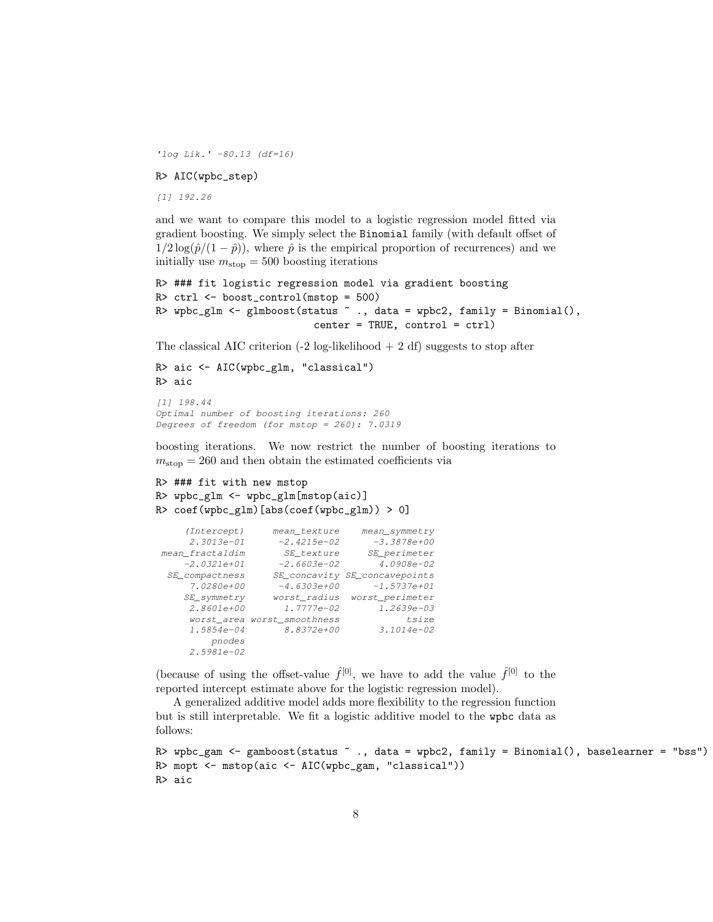```
'log Lik.' -80.13 (df=16)
```

```
R> AIC(wpbc_step)
```

```
[1] 192.26
```

and we want to compare this model to a logistic regression model fitted via gradient boosting. We simply select the Binomial family (with default offset of $1/2 \log(\hat{p}/(1-\hat{p}))$, where $\hat{p}$ is the empirical proportion of recurrences) and we initially use $m_{\text{stop}} = 500$ boosting iterations

```
R> ### fit logistic regression model via gradient boosting
R> ctrl <- boost_control(mstop = 500)
R> wpbc_glm <- glmboost(status ~ ., data = wpbc2, family = Binomial(),
                        center = TRUE, control = ctrl)
```

The classical AIC criterion (-2 log-likelihood + 2 df) suggests to stop after

```
R> aic <- AIC(wpbc_glm, "classical")
R> aic
```

```
[1] 198.44
Optimal number of boosting iterations: 260
Degrees of freedom (for mstop = 260): 7.0319
```

boosting iterations. We now restrict the number of boosting iterations to $m_{\text{stop}} = 260$ and then obtain the estimated coefficients via

```
R> ### fit with new mstop
R> wpbc_glm <- wpbc_glm[mstop(aic)]
R> coef(wpbc_glm)[abs(coef(wpbc_glm)) > 0]
```

```
    (Intercept)    mean_texture    mean_symmetry
     2.3013e-01     -2.4215e-02      -3.3878e+00
 mean_fractaldim      SE_texture     SE_perimeter
    -2.0321e+01     -2.6603e-02       4.0908e-02
  SE_compactness    SE_concavity SE_concavepoints
     7.0280e+00     -4.6303e+00      -1.5737e+01
     SE_symmetry    worst_radius  worst_perimeter
     2.8601e+00      1.7777e-02       1.2639e-03
      worst_area worst_smoothness           tsize
     1.5854e-04      8.8372e+00       3.1014e-02
          pnodes
     2.5981e-02
```

(because of using the offset-value $\hat{f}^{[0]}$, we have to add the value $\hat{f}^{[0]}$ to the reported intercept estimate above for the logistic regression model).

A generalized additive model adds more flexibility to the regression function but is still interpretable. We fit a logistic additive model to the wpbc data as follows:

```
R> wpbc_gam <- gamboost(status ~ ., data = wpbc2, family = Binomial(), baselearner = "bss")
R> mopt <- mstop(aic <- AIC(wpbc_gam, "classical"))
R> aic
```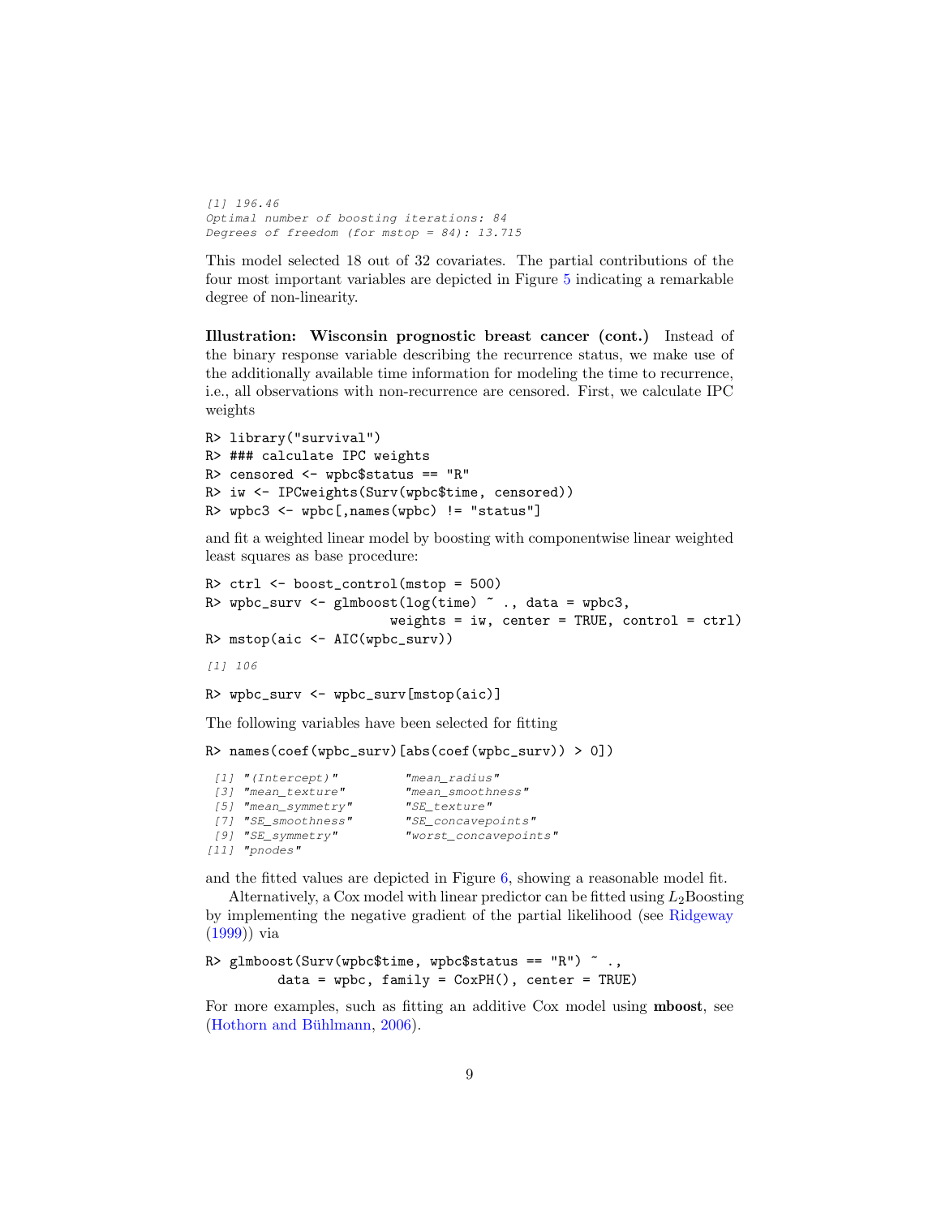```
[1] 196.46
Optimal number of boosting iterations: 84
Degrees of freedom (for mstop = 84): 13.715
```

This model selected 18 out of 32 covariates. The partial contributions of the four most important variables are depicted in Figure 5 indicating a remarkable degree of non-linearity.

**Illustration: Wisconsin prognostic breast cancer (cont.)** Instead of the binary response variable describing the recurrence status, we make use of the additionally available time information for modeling the time to recurrence, i.e., all observations with non-recurrence are censored. First, we calculate IPC weights

```
R> library("survival")
R> ### calculate IPC weights
R> censored <- wpbc$status == "R"
R> iw <- IPCweights(Surv(wpbc$time, censored))
R> wpbc3 <- wpbc[,names(wpbc) != "status"]
```

and fit a weighted linear model by boosting with componentwise linear weighted least squares as base procedure:

```
R> ctrl <- boost_control(mstop = 500)
R> wpbc_surv <- glmboost(log(time) ~ ., data = wpbc3,
                       weights = iw, center = TRUE, control = ctrl)
R> mstop(aic <- AIC(wpbc_surv))
```

```
[1] 106
```

```
R> wpbc_surv <- wpbc_surv[mstop(aic)]
```

The following variables have been selected for fitting

```
R> names(coef(wpbc_surv)[abs(coef(wpbc_surv)) > 0])
```

```
 [1] "(Intercept)"        "mean_radius"
 [3] "mean_texture"       "mean_smoothness"
 [5] "mean_symmetry"      "SE_texture"
 [7] "SE_smoothness"      "SE_concavepoints"
 [9] "SE_symmetry"        "worst_concavepoints"
[11] "pnodes"
```

and the fitted values are depicted in Figure 6, showing a reasonable model fit.

Alternatively, a Cox model with linear predictor can be fitted using $L_2$Boosting by implementing the negative gradient of the partial likelihood (see Ridgeway (1999)) via

```
R> glmboost(Surv(wpbc$time, wpbc$status == "R") ~ .,
          data = wpbc, family = CoxPH(), center = TRUE)
```

For more examples, such as fitting an additive Cox model using **mboost**, see (Hothorn and Bühlmann, 2006).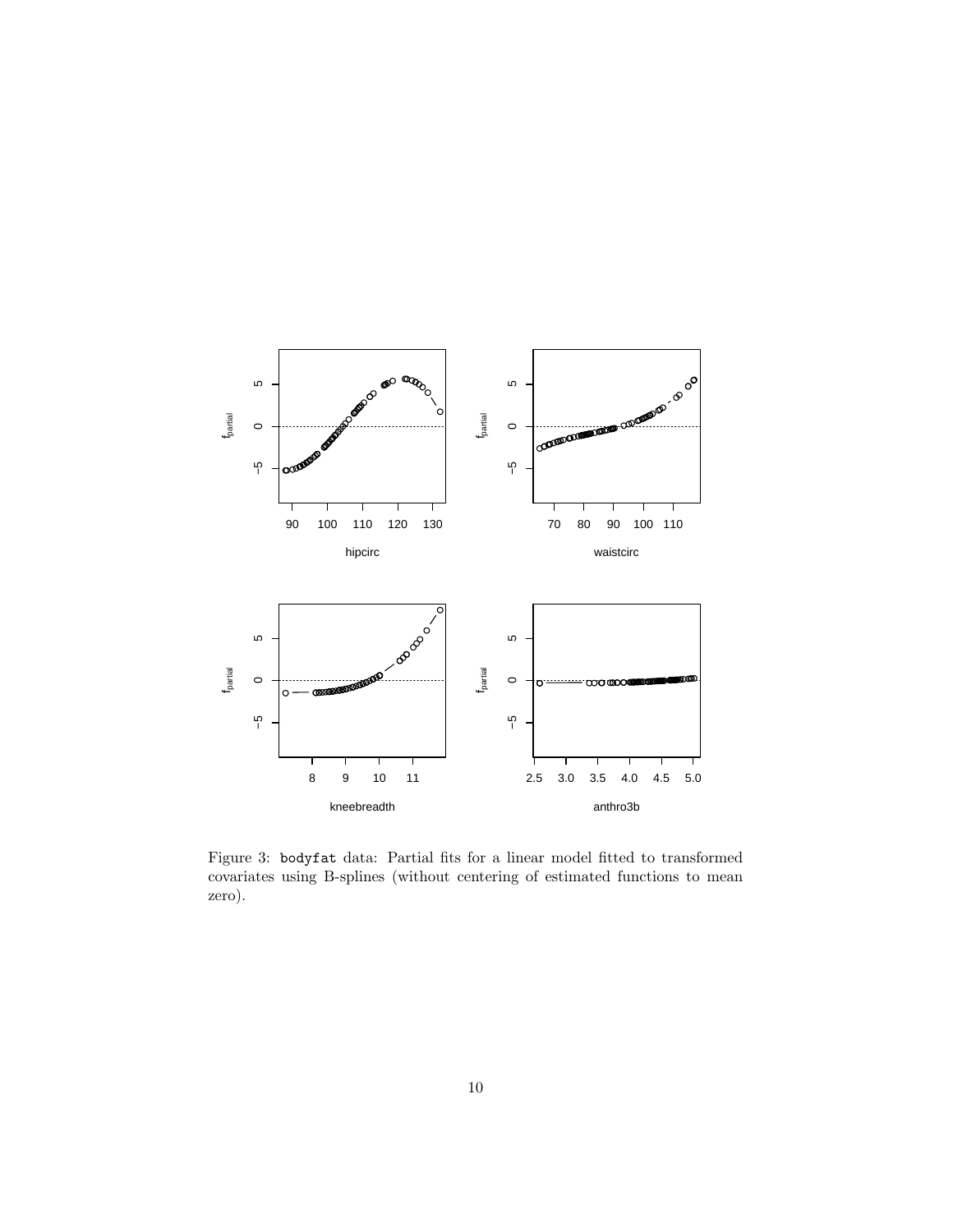Figure 3: `bodyfat` data: Partial fits for a linear model fitted to transformed covariates using B-splines (without centering of estimated functions to mean zero).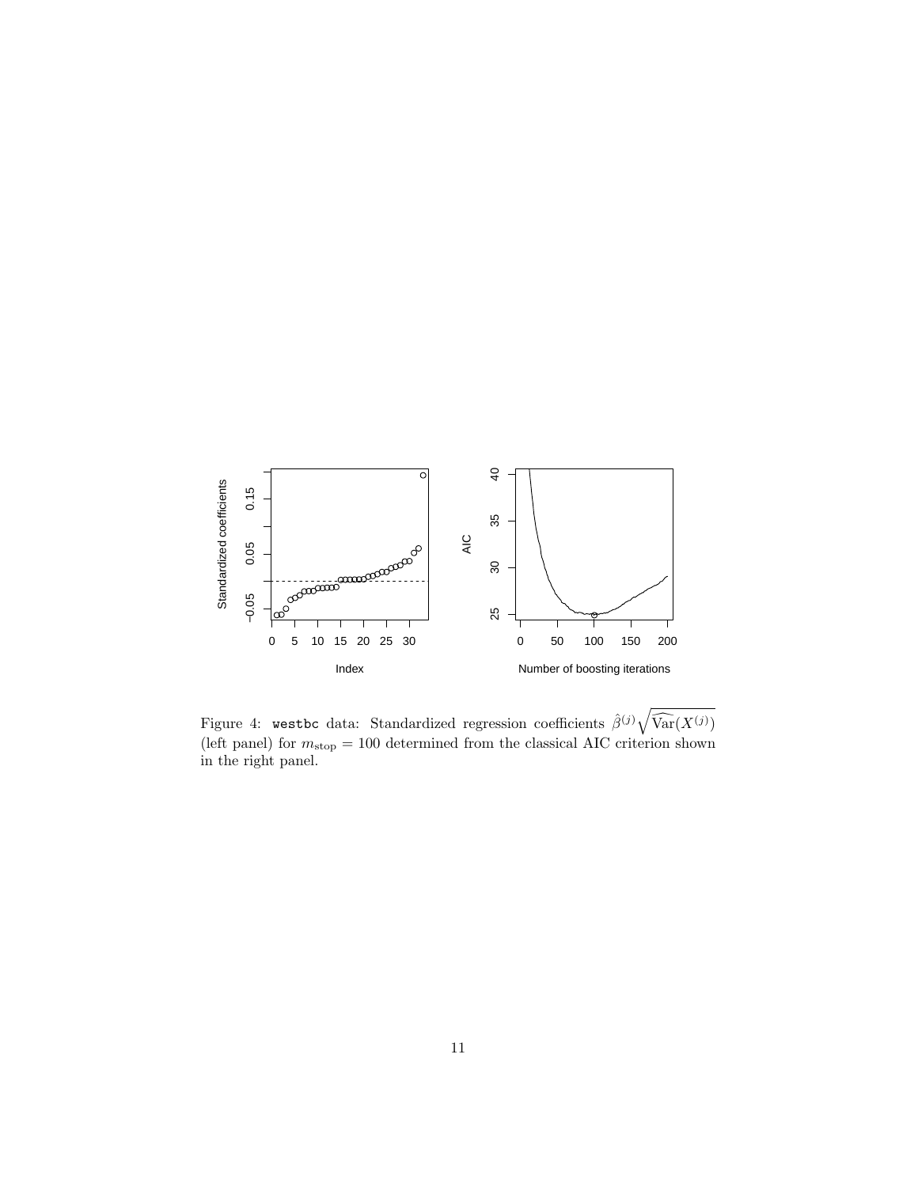Figure 4: `westbc` data: Standardized regression coefficients $\hat{\beta}^{(j)}\sqrt{\widehat{\mathrm{Var}}(X^{(j)})}$ (left panel) for $m_{\mathrm{stop}} = 100$ determined from the classical AIC criterion shown in the right panel.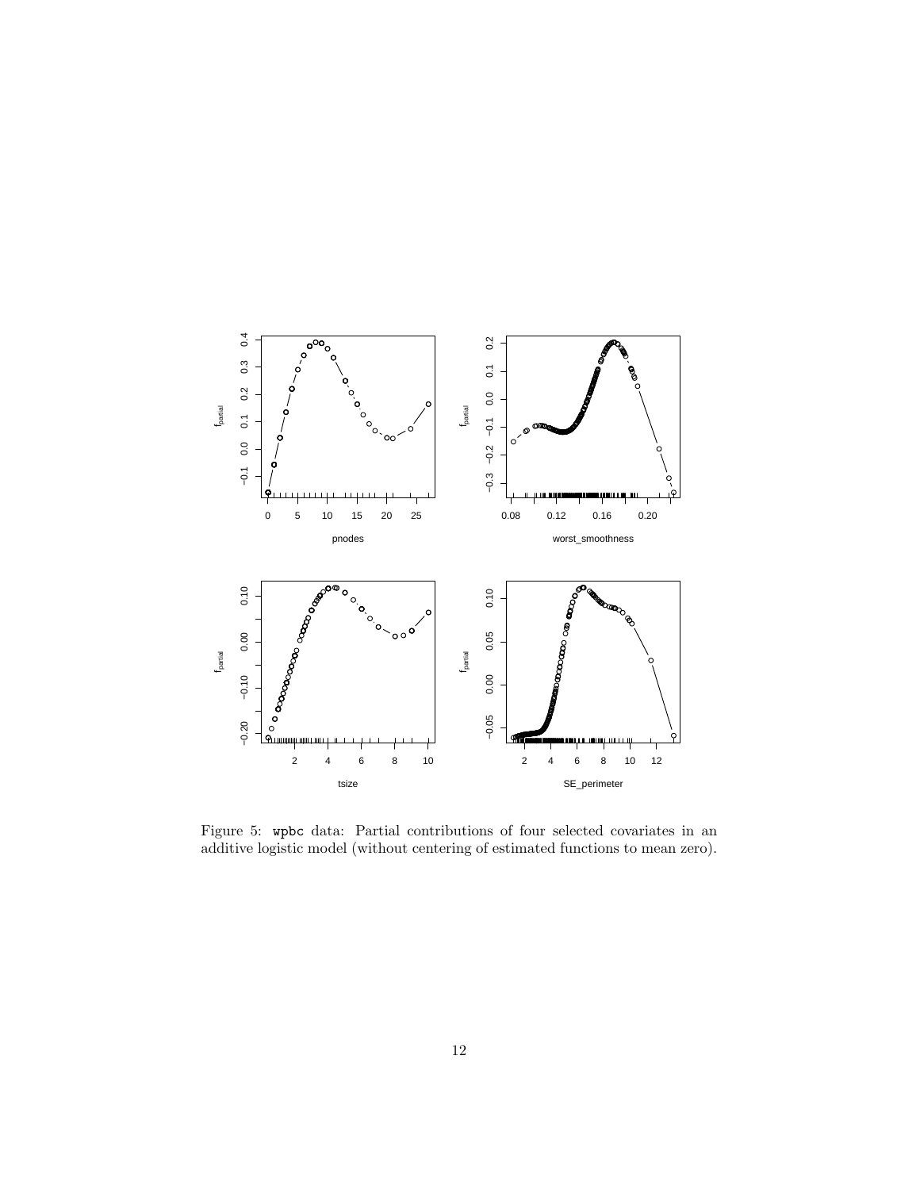Figure 5: wpbc data: Partial contributions of four selected covariates in an additive logistic model (without centering of estimated functions to mean zero).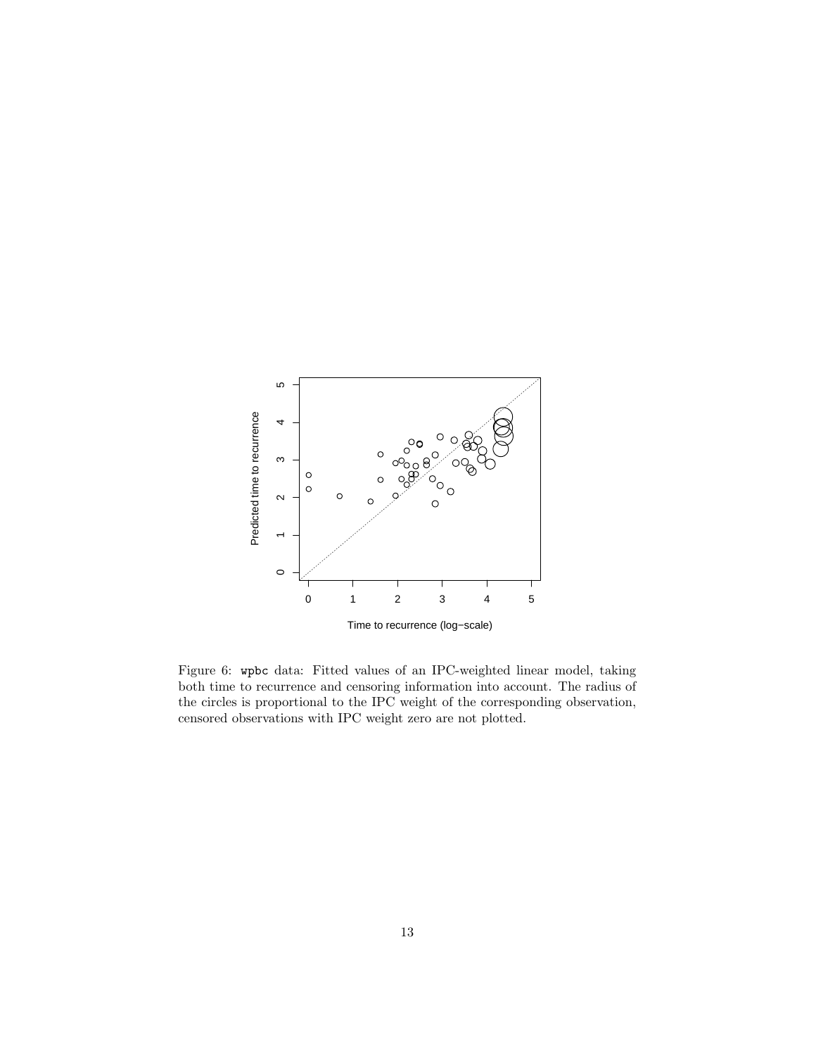Figure 6: `wpbc` data: Fitted values of an IPC-weighted linear model, taking both time to recurrence and censoring information into account. The radius of the circles is proportional to the IPC weight of the corresponding observation, censored observations with IPC weight zero are not plotted.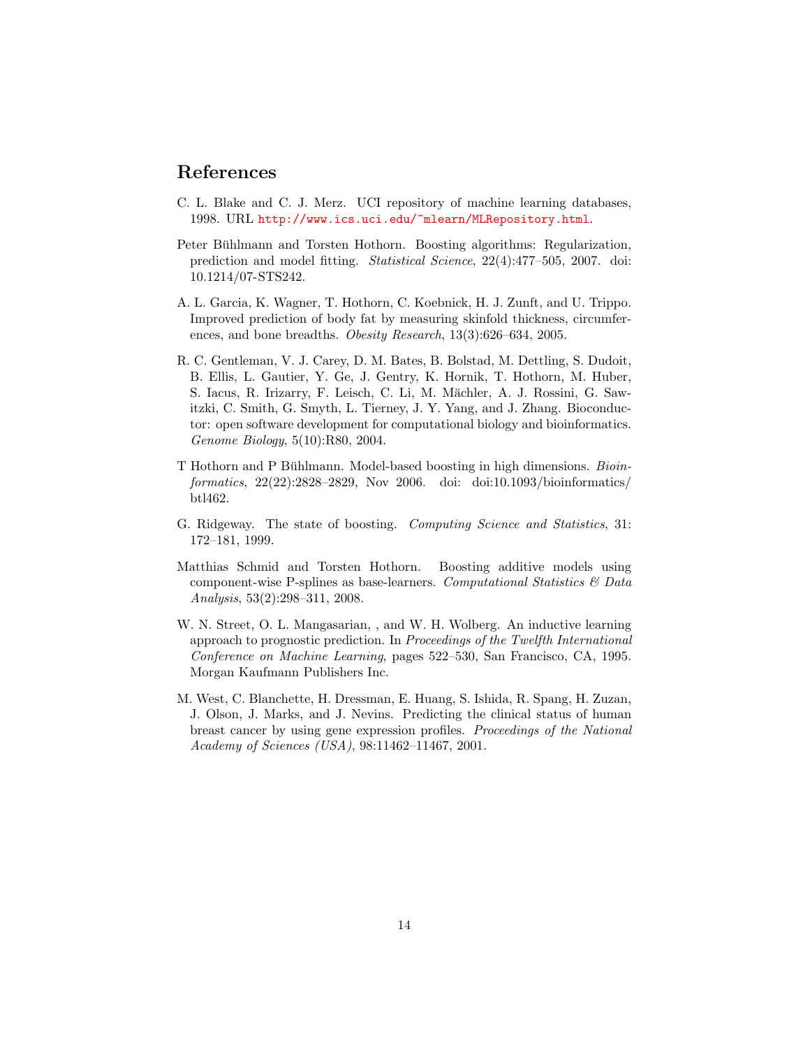## References

C. L. Blake and C. J. Merz. UCI repository of machine learning databases, 1998. URL http://www.ics.uci.edu/~mlearn/MLRepository.html.

Peter Bühlmann and Torsten Hothorn. Boosting algorithms: Regularization, prediction and model fitting. *Statistical Science*, 22(4):477–505, 2007. doi: 10.1214/07-STS242.

A. L. Garcia, K. Wagner, T. Hothorn, C. Koebnick, H. J. Zunft, and U. Trippo. Improved prediction of body fat by measuring skinfold thickness, circumferences, and bone breadths. *Obesity Research*, 13(3):626–634, 2005.

R. C. Gentleman, V. J. Carey, D. M. Bates, B. Bolstad, M. Dettling, S. Dudoit, B. Ellis, L. Gautier, Y. Ge, J. Gentry, K. Hornik, T. Hothorn, M. Huber, S. Iacus, R. Irizarry, F. Leisch, C. Li, M. Mächler, A. J. Rossini, G. Sawitzki, C. Smith, G. Smyth, L. Tierney, J. Y. Yang, and J. Zhang. Bioconductor: open software development for computational biology and bioinformatics. *Genome Biology*, 5(10):R80, 2004.

T Hothorn and P Bühlmann. Model-based boosting in high dimensions. *Bioinformatics*, 22(22):2828–2829, Nov 2006. doi: doi:10.1093/bioinformatics/btl462.

G. Ridgeway. The state of boosting. *Computing Science and Statistics*, 31: 172–181, 1999.

Matthias Schmid and Torsten Hothorn. Boosting additive models using component-wise P-splines as base-learners. *Computational Statistics & Data Analysis*, 53(2):298–311, 2008.

W. N. Street, O. L. Mangasarian, , and W. H. Wolberg. An inductive learning approach to prognostic prediction. In *Proceedings of the Twelfth International Conference on Machine Learning*, pages 522–530, San Francisco, CA, 1995. Morgan Kaufmann Publishers Inc.

M. West, C. Blanchette, H. Dressman, E. Huang, S. Ishida, R. Spang, H. Zuzan, J. Olson, J. Marks, and J. Nevins. Predicting the clinical status of human breast cancer by using gene expression profiles. *Proceedings of the National Academy of Sciences (USA)*, 98:11462–11467, 2001.